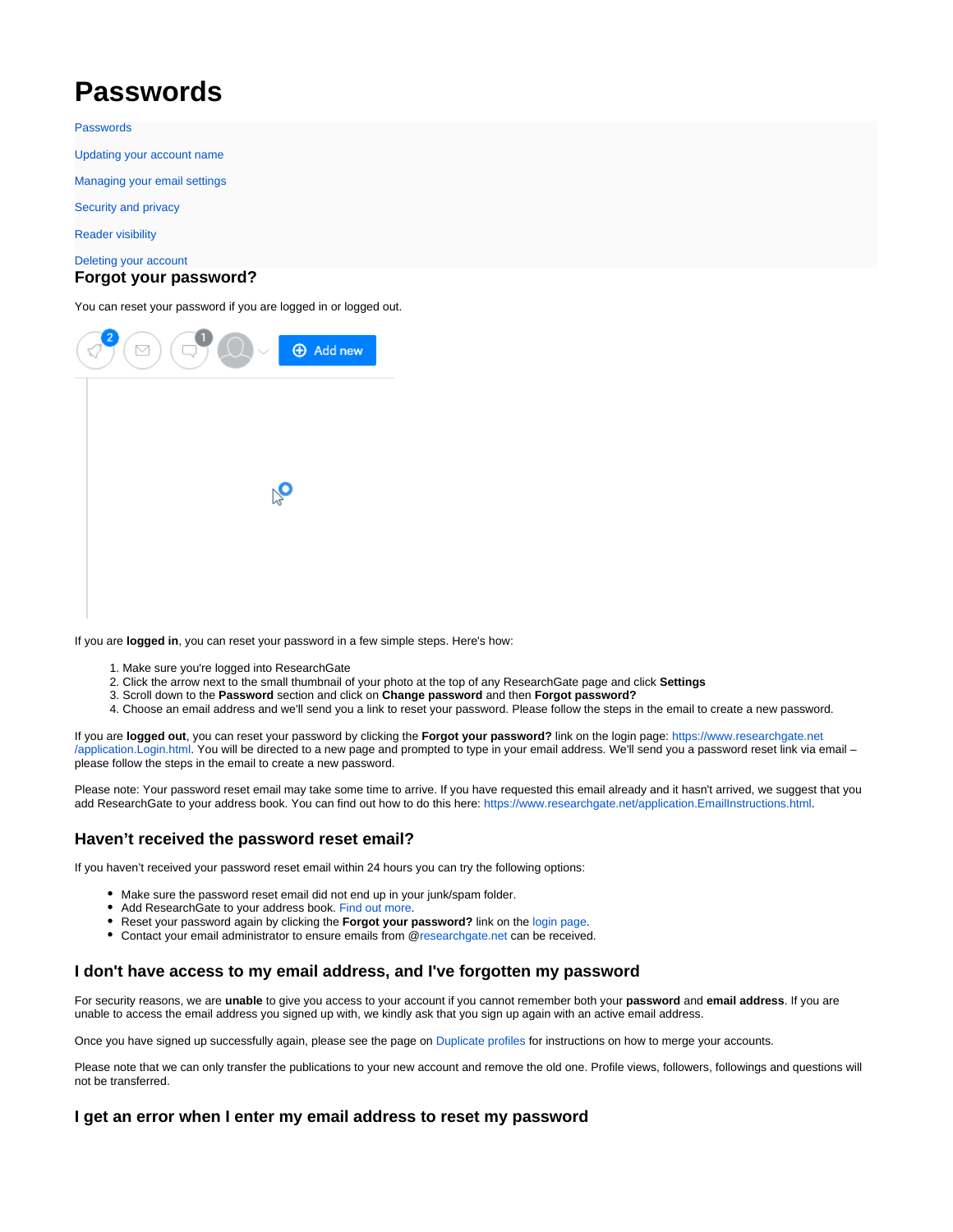# Passwords

- Passwords
- Updating your account name
- Managing your email settings
- Security and privacy
- Reader visibility
- Deleting your account

## Forgot your password?

You can reset your password if you are logged in or logged out.

If you are **logged in**, you can reset your password in a few simple steps. Here's how:

1. Make sure you're logged into ResearchGate
2. Click the arrow next to the small thumbnail of your photo at the top of any ResearchGate page and click **Settings**
3. Scroll down to the **Password** section and click on **Change password** and then **Forgot password?**
4. Choose an email address and we'll send you a link to reset your password. Please follow the steps in the email to create a new password.

If you are **logged out**, you can reset your password by clicking the **Forgot your password?** link on the login page: https://www.researchgate.net/application.Login.html. You will be directed to a new page and prompted to type in your email address. We'll send you a password reset link via email – please follow the steps in the email to create a new password.

Please note: Your password reset email may take some time to arrive. If you have requested this email already and it hasn't arrived, we suggest that you add ResearchGate to your address book. You can find out how to do this here: https://www.researchgate.net/application.EmailInstructions.html.

### Haven't received the password reset email?

If you haven't received your password reset email within 24 hours you can try the following options:

- Make sure the password reset email did not end up in your junk/spam folder.
- Add ResearchGate to your address book. Find out more.
- Reset your password again by clicking the **Forgot your password?** link on the login page.
- Contact your email administrator to ensure emails from @researchgate.net can be received.

### I don't have access to my email address, and I've forgotten my password

For security reasons, we are **unable** to give you access to your account if you cannot remember both your **password** and **email address**. If you are unable to access the email address you signed up with, we kindly ask that you sign up again with an active email address.

Once you have signed up successfully again, please see the page on Duplicate profiles for instructions on how to merge your accounts.

Please note that we can only transfer the publications to your new account and remove the old one. Profile views, followers, followings and questions will not be transferred.

### I get an error when I enter my email address to reset my password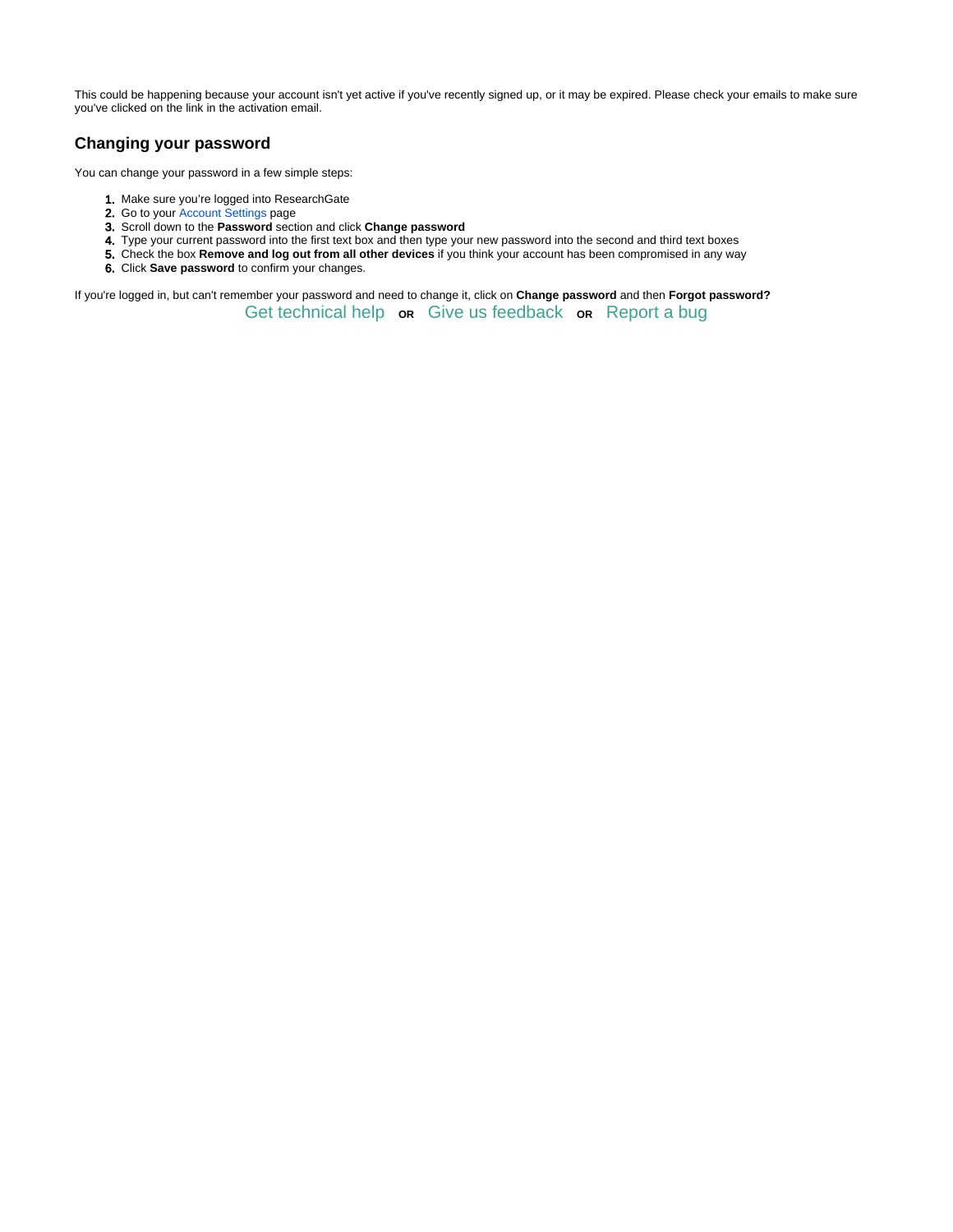This could be happening because your account isn't yet active if you've recently signed up, or it may be expired. Please check your emails to make sure you've clicked on the link in the activation email.

## Changing your password

You can change your password in a few simple steps:

1. Make sure you're logged into ResearchGate
2. Go to your Account Settings page
3. Scroll down to the **Password** section and click **Change password**
4. Type your current password into the first text box and then type your new password into the second and third text boxes
5. Check the box **Remove and log out from all other devices** if you think your account has been compromised in any way
6. Click **Save password** to confirm your changes.

If you're logged in, but can't remember your password and need to change it, click on **Change password** and then **Forgot password?**

Get technical help **OR** Give us feedback **OR** Report a bug